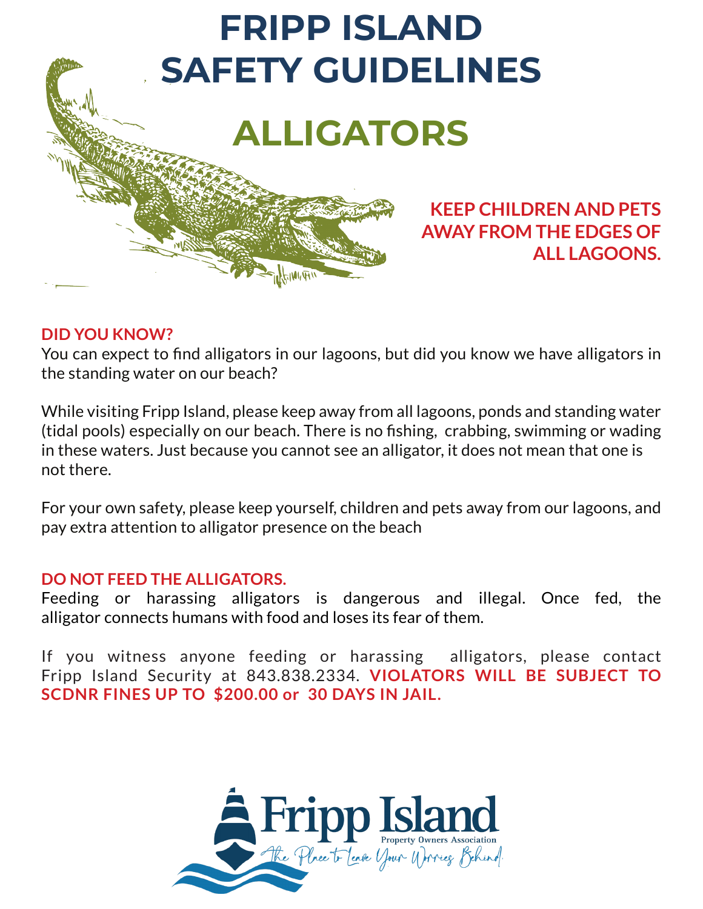# FRIPP ISLAND SAFETY GUIDELINES

## ALLIGATORS

**KEEP CHILDREN AND PETS AWAY FROM THE EDGES OF ALL LAGOONS.**

**DID YOU KNOW?**

You can expect to find alligators in our lagoons, but did you know we have alligators in the standing water on our beach?

While visiting Fripp Island, please keep away from all lagoons, ponds and standing water (tidal pools) especially on our beach. There is no fishing, crabbing, swimming or wading in these waters. Just because you cannot see an alligator, it does not mean that one is not there.

For your own safety, please keep yourself, children and pets away from our lagoons, and pay extra attention to alligator presence on the beach

**DO NOT FEED THE ALLIGATORS.**

Feeding or harassing alligators is dangerous and illegal. Once fed, the alligator connects humans with food and loses its fear of them.

If you witness anyone feeding or harassing alligators, please contact Fripp Island Security at 843.838.2334. **VIOLATORS WILL BE SUBJECT TO SCDNR FINES UP TO $200.00 or 30 DAYS IN JAIL.**

Fripp Island Property Owners Association

*The Place to Leave Your Worries Behind.*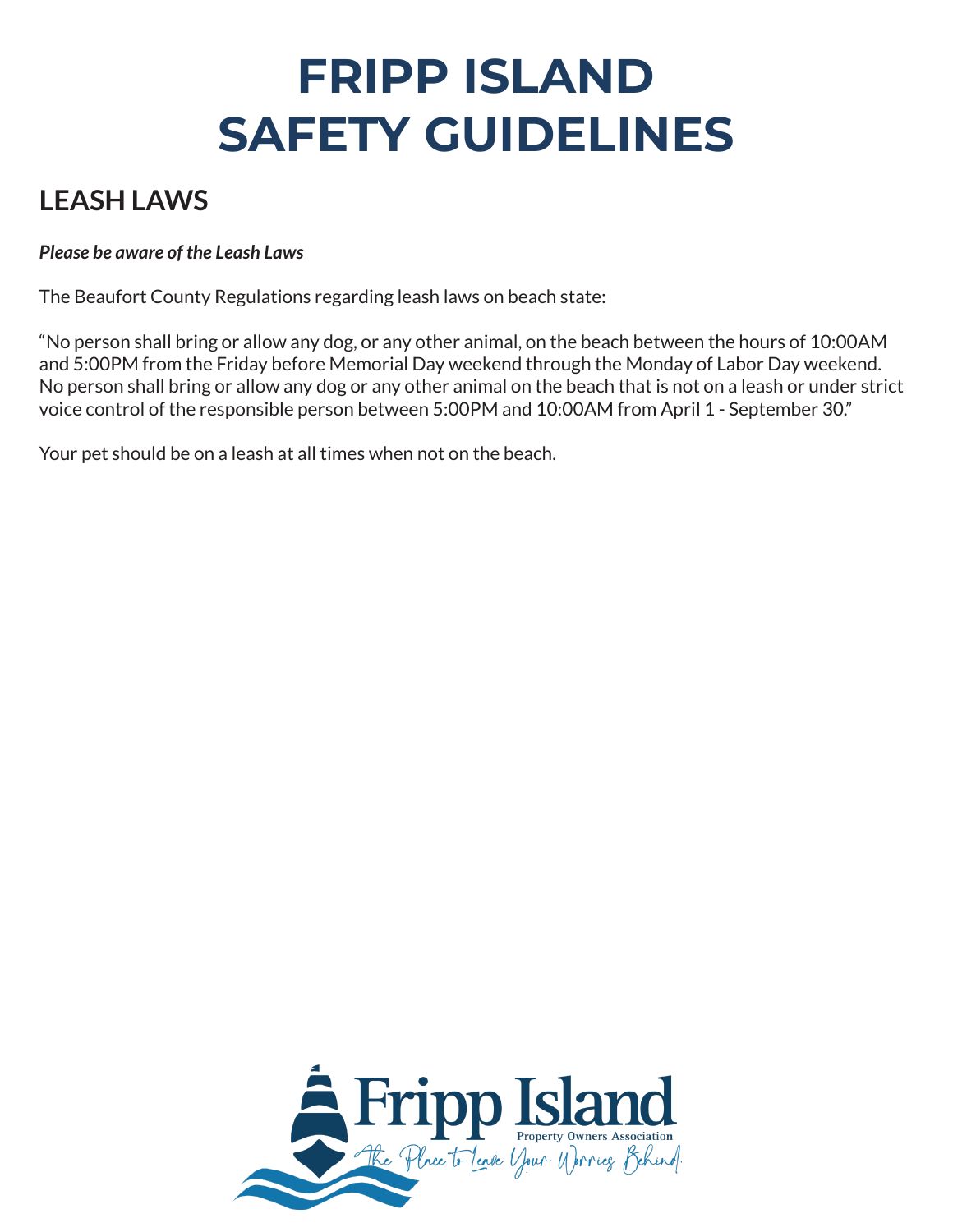# FRIPP ISLAND SAFETY GUIDELINES

## LEASH LAWS

***Please be aware of the Leash Laws***

The Beaufort County Regulations regarding leash laws on beach state:

“No person shall bring or allow any dog, or any other animal, on the beach between the hours of 10:00AM and 5:00PM from the Friday before Memorial Day weekend through the Monday of Labor Day weekend. No person shall bring or allow any dog or any other animal on the beach that is not on a leash or under strict voice control of the responsible person between 5:00PM and 10:00AM from April 1 - September 30.”

Your pet should be on a leash at all times when not on the beach.

Fripp Island
Property Owners Association
The Place to Leave Your Worries Behind.